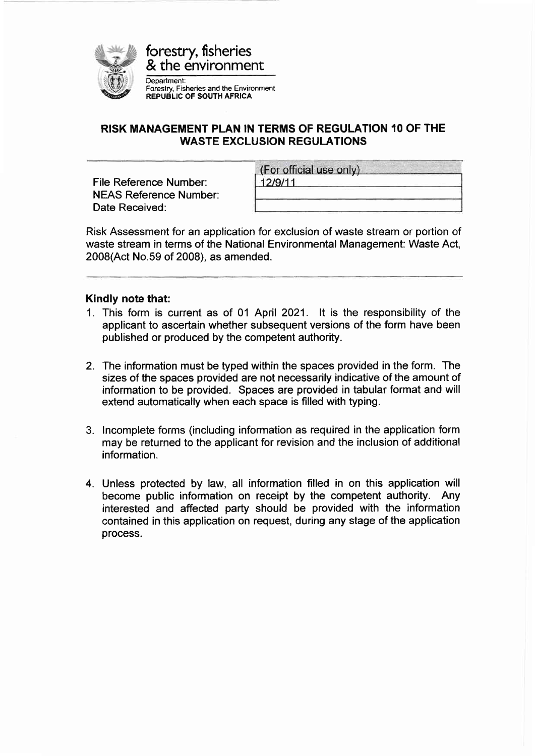forestry, fisheries & the environment

Department:
Forestry, Fisheries and the Environment
**REPUBLIC OF SOUTH AFRICA**

## RISK MANAGEMENT PLAN IN TERMS OF REGULATION 10 OF THE WASTE EXCLUSION REGULATIONS

| | (For official use only) |
|---|---|
| File Reference Number: | 12/9/11 |
| NEAS Reference Number: | |
| Date Received: | |

Risk Assessment for an application for exclusion of waste stream or portion of waste stream in terms of the National Environmental Management: Waste Act, 2008(Act No.59 of 2008), as amended.

### Kindly note that:

1. This form is current as of 01 April 2021. It is the responsibility of the applicant to ascertain whether subsequent versions of the form have been published or produced by the competent authority.

2. The information must be typed within the spaces provided in the form. The sizes of the spaces provided are not necessarily indicative of the amount of information to be provided. Spaces are provided in tabular format and will extend automatically when each space is filled with typing.

3. Incomplete forms (including information as required in the application form may be returned to the applicant for revision and the inclusion of additional information.

4. Unless protected by law, all information filled in on this application will become public information on receipt by the competent authority. Any interested and affected party should be provided with the information contained in this application on request, during any stage of the application process.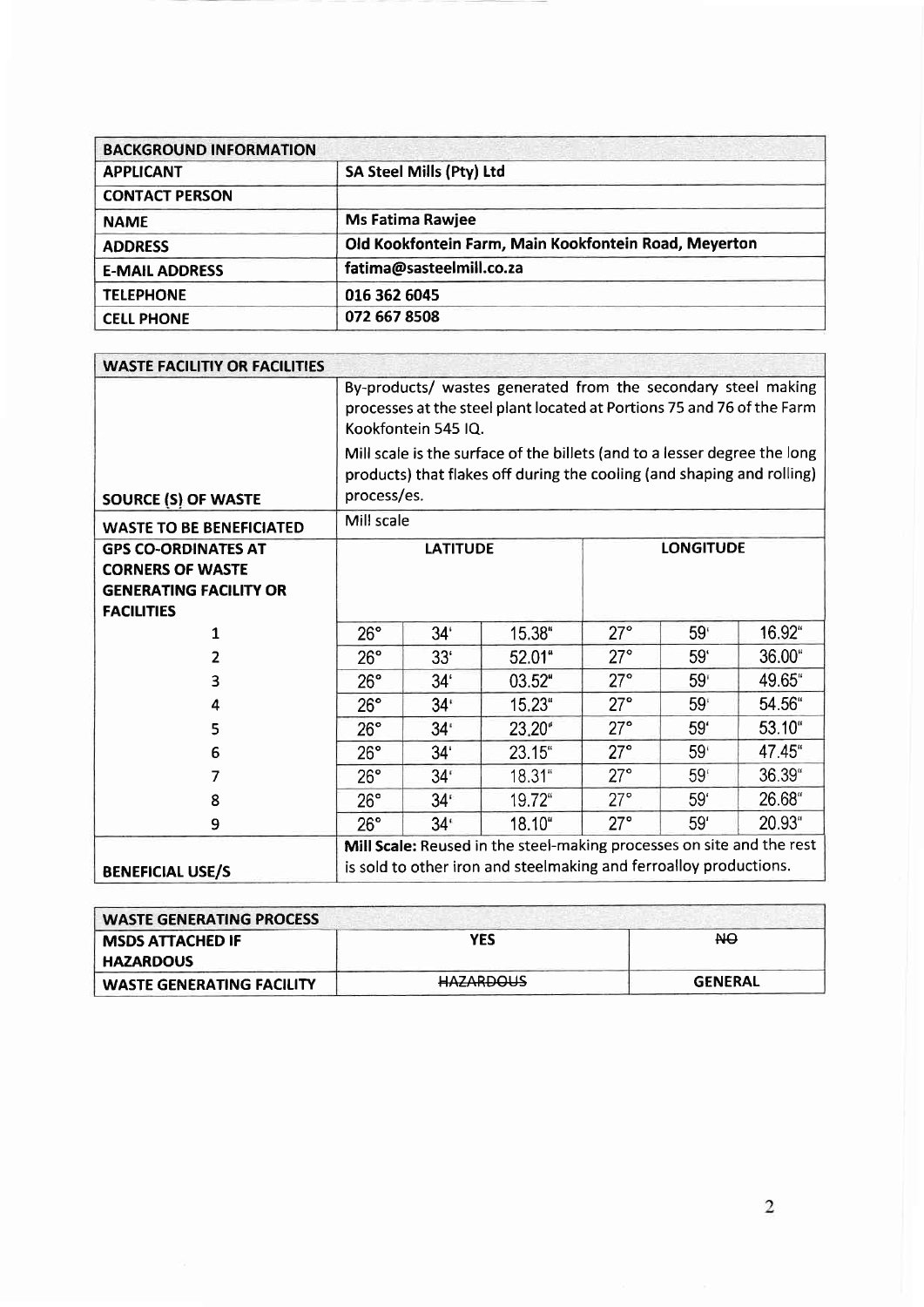| BACKGROUND INFORMATION | |
|---|---|
| APPLICANT | SA Steel Mills (Pty) Ltd |
| CONTACT PERSON | |
| NAME | Ms Fatima Rawjee |
| ADDRESS | Old Kookfontein Farm, Main Kookfontein Road, Meyerton |
| E-MAIL ADDRESS | fatima@sasteelmill.co.za |
| TELEPHONE | 016 362 6045 |
| CELL PHONE | 072 667 8508 |

| WASTE FACILITIY OR FACILITIES | | | | | | |
|---|---|---|---|---|---|---|
| SOURCE (S) OF WASTE | By-products/ wastes generated from the secondary steel making processes at the steel plant located at Portions 75 and 76 of the Farm Kookfontein 545 IQ. Mill scale is the surface of the billets (and to a lesser degree the long products) that flakes off during the cooling (and shaping and rolling) process/es. | | | | | |
| WASTE TO BE BENEFICIATED | Mill scale | | | | | |
| GPS CO-ORDINATES AT CORNERS OF WASTE GENERATING FACILITY OR FACILITIES | LATITUDE | | | LONGITUDE | | |
| 1 | 26° | 34' | 15.38" | 27° | 59' | 16.92" |
| 2 | 26° | 33' | 52.01" | 27° | 59' | 36.00" |
| 3 | 26° | 34' | 03.52" | 27° | 59' | 49.65" |
| 4 | 26° | 34' | 15.23" | 27° | 59' | 54.56" |
| 5 | 26° | 34' | 23.20" | 27° | 59' | 53.10" |
| 6 | 26° | 34' | 23.15" | 27° | 59' | 47.45" |
| 7 | 26° | 34' | 18.31" | 27° | 59' | 36.39" |
| 8 | 26° | 34' | 19.72" | 27° | 59' | 26.68" |
| 9 | 26° | 34' | 18.10" | 27° | 59' | 20.93" |
| BENEFICIAL USE/S | **Mill Scale:** Reused in the steel-making processes on site and the rest is sold to other iron and steelmaking and ferroalloy productions. | | | | | |

| WASTE GENERATING PROCESS | | |
|---|---|---|
| MSDS ATTACHED IF HAZARDOUS | YES | ~~NO~~ |
| WASTE GENERATING FACILITY | ~~HAZARDOUS~~ | GENERAL |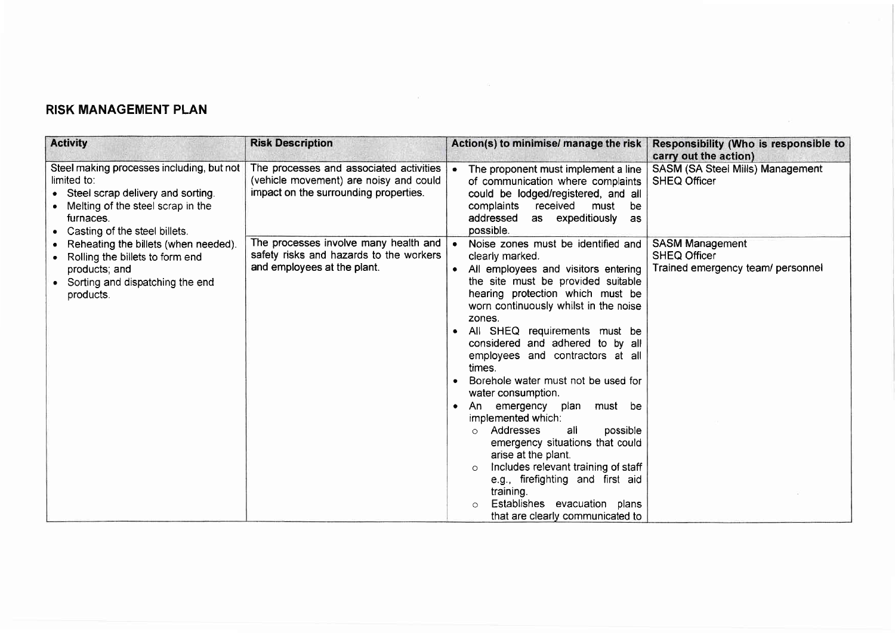## RISK MANAGEMENT PLAN

| Activity | Risk Description | Action(s) to minimise/ manage the risk | Responsibility (Who is responsible to carry out the action) |
|---|---|---|---|
| Steel making processes including, but not limited to:<br>• Steel scrap delivery and sorting.<br>• Melting of the steel scrap in the furnaces.<br>• Casting of the steel billets.<br>• Reheating the billets (when needed).<br>• Rolling the billets to form end products; and<br>• Sorting and dispatching the end products. | The processes and associated activities (vehicle movement) are noisy and could impact on the surrounding properties. | • The proponent must implement a line of communication where complaints could be lodged/registered, and all complaints received must be addressed as expeditiously as possible. | SASM (SA Steel Mills) Management<br>SHEQ Officer |
| | The processes involve many health and safety risks and hazards to the workers and employees at the plant. | • Noise zones must be identified and clearly marked.<br>• All employees and visitors entering the site must be provided suitable hearing protection which must be worn continuously whilst in the noise zones.<br>• All SHEQ requirements must be considered and adhered to by all employees and contractors at all times.<br>• Borehole water must not be used for water consumption.<br>• An emergency plan must be implemented which:<br>&nbsp;&nbsp;○ Addresses all possible emergency situations that could arise at the plant.<br>&nbsp;&nbsp;○ Includes relevant training of staff e.g., firefighting and first aid training.<br>&nbsp;&nbsp;○ Establishes evacuation plans that are clearly communicated to | SASM Management<br>SHEQ Officer<br>Trained emergency team/ personnel |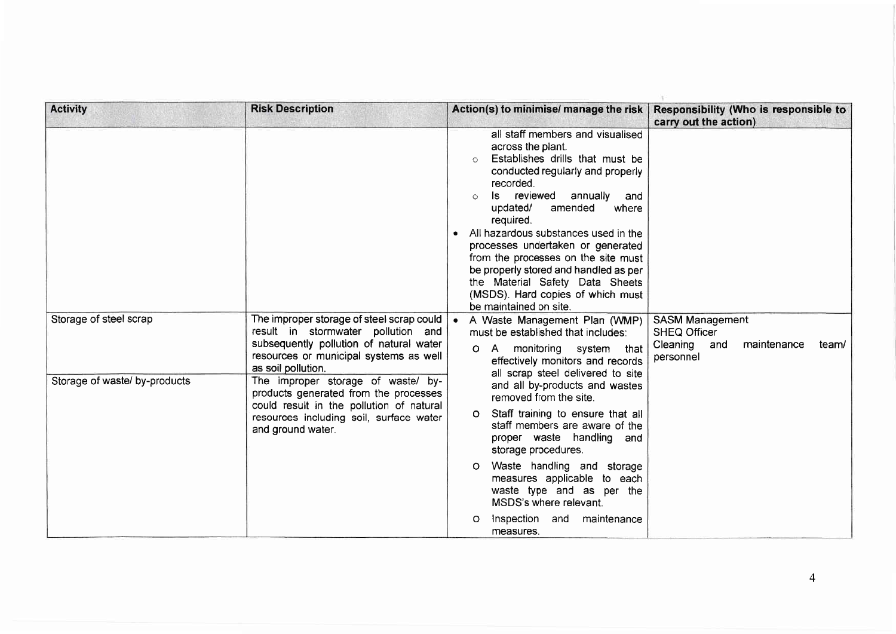| Activity | Risk Description | Action(s) to minimise/ manage the risk | Responsibility (Who is responsible to carry out the action) |
|---|---|---|---|
| | | all staff members and visualised across the plant.<br>o Establishes drills that must be conducted regularly and properly recorded.<br>o Is reviewed annually and updated/ amended where required.<br>• All hazardous substances used in the processes undertaken or generated from the processes on the site must be properly stored and handled as per the Material Safety Data Sheets (MSDS). Hard copies of which must be maintained on site. | |
| Storage of steel scrap | The improper storage of steel scrap could result in stormwater pollution and subsequently pollution of natural water resources or municipal systems as well as soil pollution. | • A Waste Management Plan (WMP) must be established that includes:<br>o A monitoring system that effectively monitors and records all scrap steel delivered to site and all by-products and wastes removed from the site.<br>o Staff training to ensure that all staff members are aware of the proper waste handling and storage procedures.<br>o Waste handling and storage measures applicable to each waste type and as per the MSDS's where relevant.<br>o Inspection and maintenance measures. | SASM Management<br>SHEQ Officer<br>Cleaning and maintenance team/ personnel |
| Storage of waste/ by-products | The improper storage of waste/ by-products generated from the processes could result in the pollution of natural resources including soil, surface water and ground water. | | |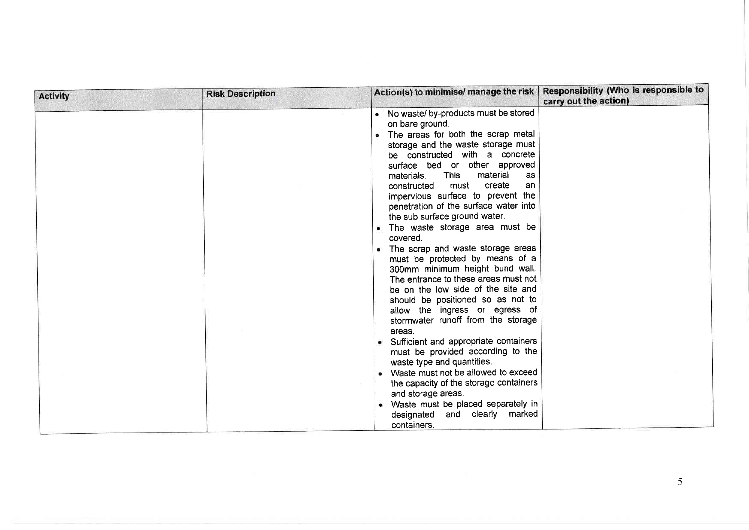| Activity | Risk Description | Action(s) to minimise/ manage the risk | Responsibility (Who is responsible to carry out the action) |
| --- | --- | --- | --- |
| | | • No waste/ by-products must be stored on bare ground.<br>• The areas for both the scrap metal storage and the waste storage must be constructed with a concrete surface bed or other approved materials. This material as constructed must create an impervious surface to prevent the penetration of the surface water into the sub surface ground water.<br>• The waste storage area must be covered.<br>• The scrap and waste storage areas must be protected by means of a 300mm minimum height bund wall. The entrance to these areas must not be on the low side of the site and should be positioned so as not to allow the ingress or egress of stormwater runoff from the storage areas.<br>• Sufficient and appropriate containers must be provided according to the waste type and quantities.<br>• Waste must not be allowed to exceed the capacity of the storage containers and storage areas.<br>• Waste must be placed separately in designated and clearly marked containers. | |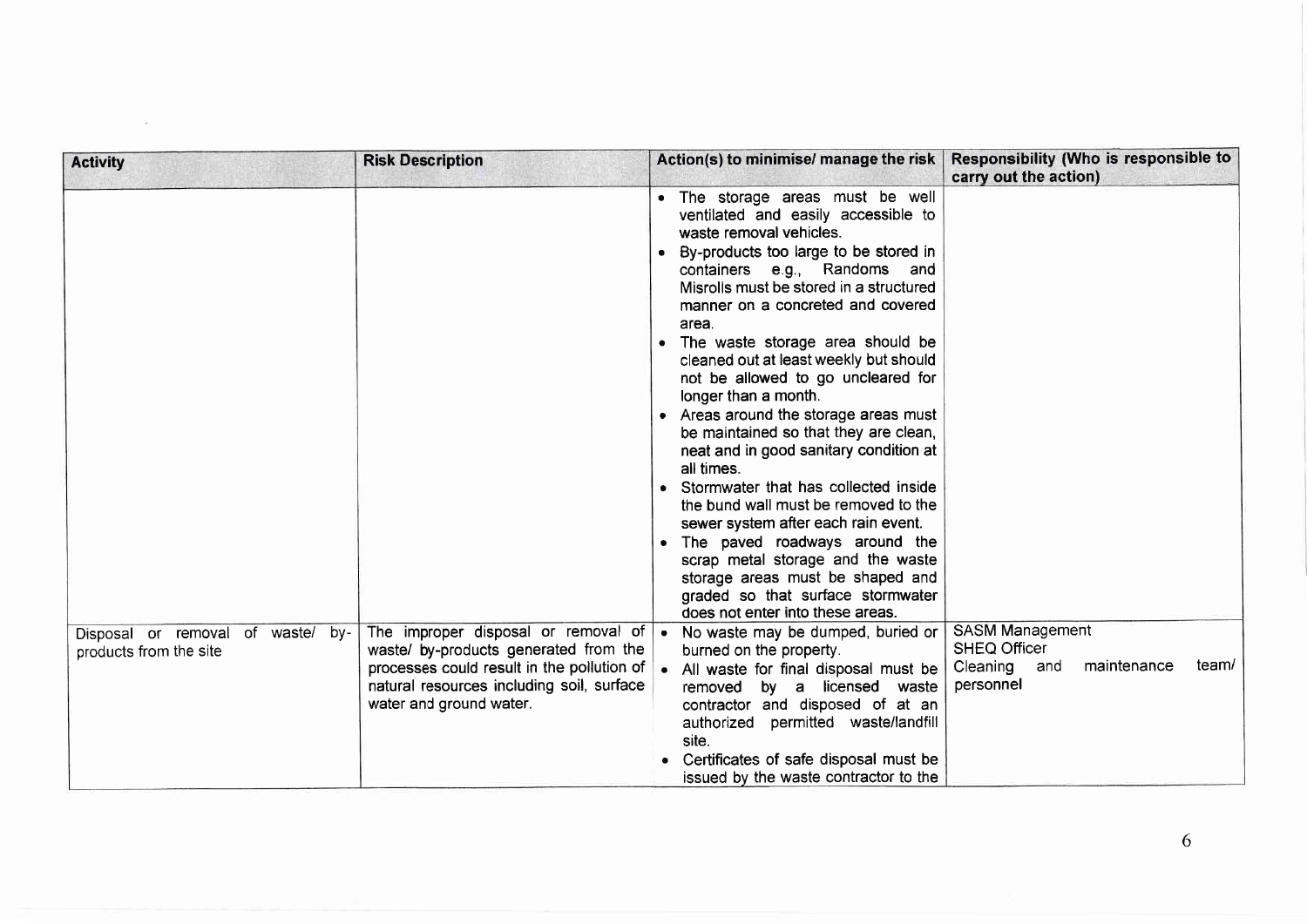| Activity | Risk Description | Action(s) to minimise/ manage the risk | Responsibility (Who is responsible to carry out the action) |
|---|---|---|---|
| | | • The storage areas must be well ventilated and easily accessible to waste removal vehicles.<br>• By-products too large to be stored in containers e.g., Randoms and Misrolls must be stored in a structured manner on a concreted and covered area.<br>• The waste storage area should be cleaned out at least weekly but should not be allowed to go uncleared for longer than a month.<br>• Areas around the storage areas must be maintained so that they are clean, neat and in good sanitary condition at all times.<br>• Stormwater that has collected inside the bund wall must be removed to the sewer system after each rain event.<br>• The paved roadways around the scrap metal storage and the waste storage areas must be shaped and graded so that surface stormwater does not enter into these areas. | |
| Disposal or removal of waste/ by-products from the site | The improper disposal or removal of waste/ by-products generated from the processes could result in the pollution of natural resources including soil, surface water and ground water. | • No waste may be dumped, buried or burned on the property.<br>• All waste for final disposal must be removed by a licensed waste contractor and disposed of at an authorized permitted waste/landfill site.<br>• Certificates of safe disposal must be issued by the waste contractor to the | SASM Management<br>SHEQ Officer<br>Cleaning and maintenance team/ personnel |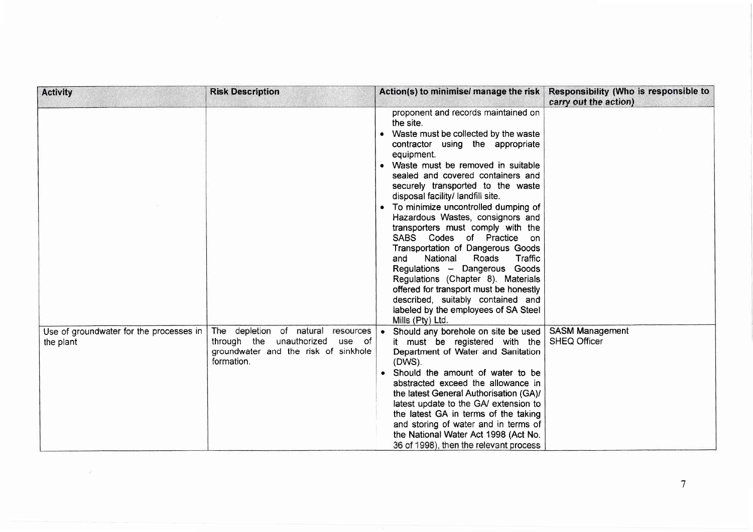| Activity | Risk Description | Action(s) to minimise/ manage the risk | Responsibility (Who is responsible to carry out the action) |
|---|---|---|---|
| | | proponent and records maintained on the site.<br>• Waste must be collected by the waste contractor using the appropriate equipment.<br>• Waste must be removed in suitable sealed and covered containers and securely transported to the waste disposal facility/ landfill site.<br>• To minimize uncontrolled dumping of Hazardous Wastes, consignors and transporters must comply with the SABS Codes of Practice on Transportation of Dangerous Goods and National Roads Traffic Regulations – Dangerous Goods Regulations (Chapter 8). Materials offered for transport must be honestly described, suitably contained and labeled by the employees of SA Steel Mills (Pty) Ltd. | |
| Use of groundwater for the processes in the plant | The depletion of natural resources through the unauthorized use of groundwater and the risk of sinkhole formation. | • Should any borehole on site be used it must be registered with the Department of Water and Sanitation (DWS).<br>• Should the amount of water to be abstracted exceed the allowance in the latest General Authorisation (GA)/ latest update to the GA/ extension to the latest GA in terms of the taking and storing of water and in terms of the National Water Act 1998 (Act No. 36 of 1998), then the relevant process | SASM Management<br>SHEQ Officer |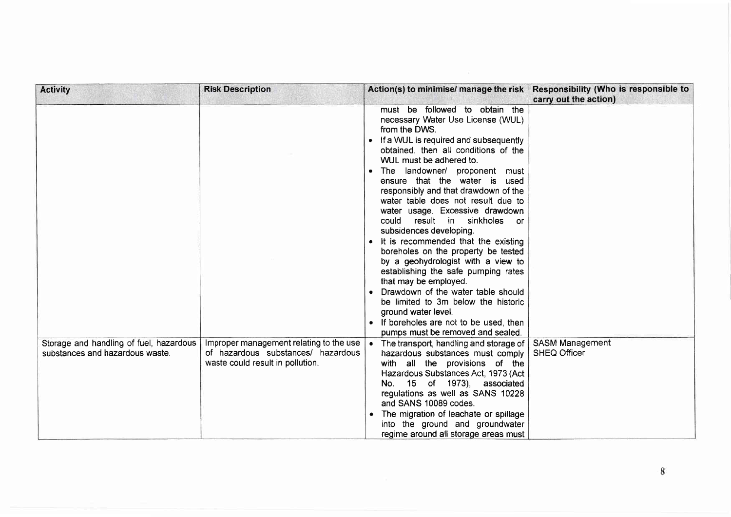| Activity | Risk Description | Action(s) to minimise/ manage the risk | Responsibility (Who is responsible to carry out the action) |
|---|---|---|---|
| | | must be followed to obtain the necessary Water Use License (WUL) from the DWS.<br>• If a WUL is required and subsequently obtained, then all conditions of the WUL must be adhered to.<br>• The landowner/ proponent must ensure that the water is used responsibly and that drawdown of the water table does not result due to water usage. Excessive drawdown could result in sinkholes or subsidences developing.<br>• It is recommended that the existing boreholes on the property be tested by a geohydrologist with a view to establishing the safe pumping rates that may be employed.<br>• Drawdown of the water table should be limited to 3m below the historic ground water level.<br>• If boreholes are not to be used, then pumps must be removed and sealed. | |
| Storage and handling of fuel, hazardous substances and hazardous waste. | Improper management relating to the use of hazardous substances/ hazardous waste could result in pollution. | • The transport, handling and storage of hazardous substances must comply with all the provisions of the Hazardous Substances Act, 1973 (Act No. 15 of 1973), associated regulations as well as SANS 10228 and SANS 10089 codes.<br>• The migration of leachate or spillage into the ground and groundwater regime around all storage areas must | SASM Management<br>SHEQ Officer |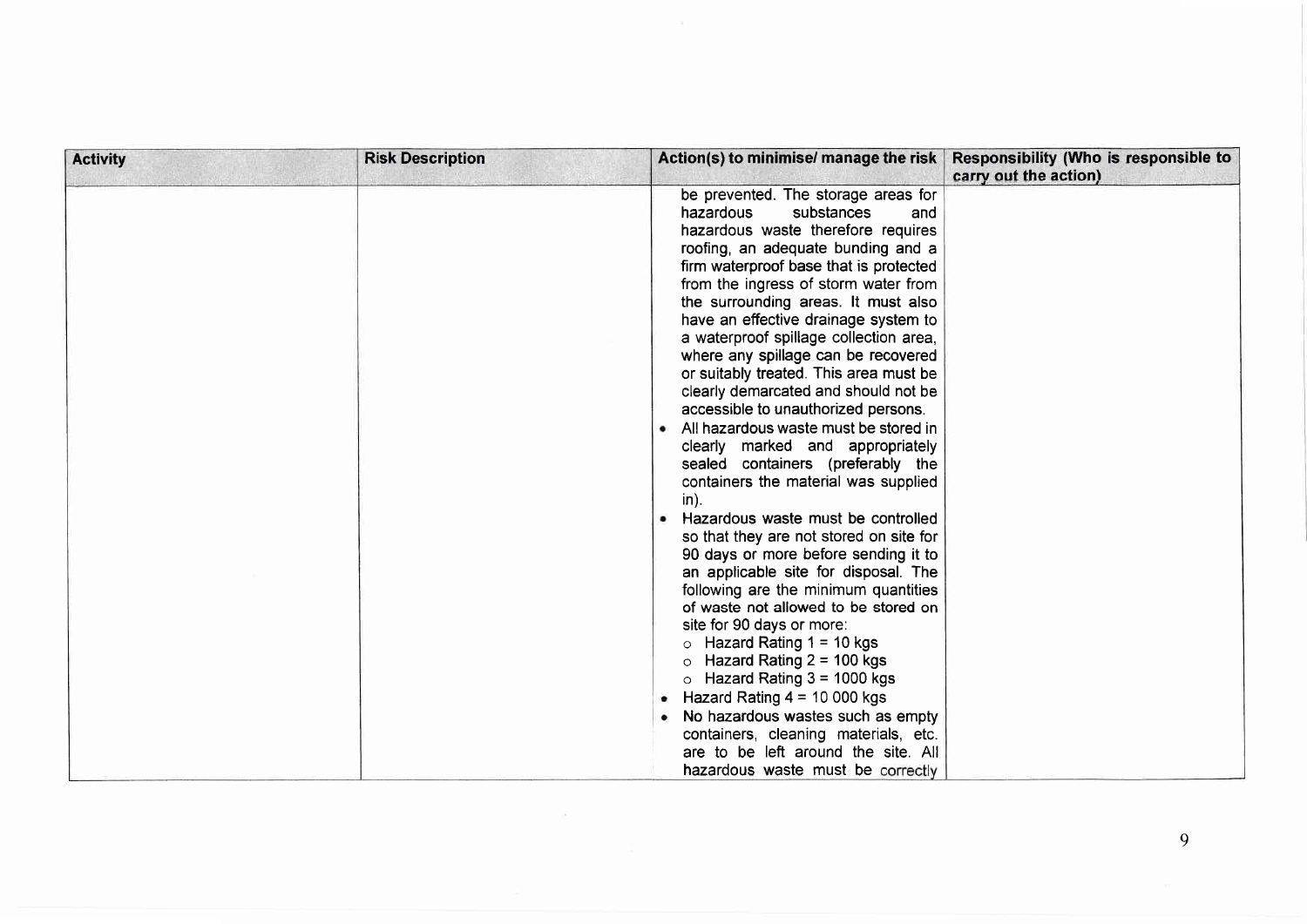| Activity | Risk Description | Action(s) to minimise/ manage the risk | Responsibility (Who is responsible to carry out the action) |
| --- | --- | --- | --- |
| | | be prevented. The storage areas for hazardous substances and hazardous waste therefore requires roofing, an adequate bunding and a firm waterproof base that is protected from the ingress of storm water from the surrounding areas. It must also have an effective drainage system to a waterproof spillage collection area, where any spillage can be recovered or suitably treated. This area must be clearly demarcated and should not be accessible to unauthorized persons.<br>• All hazardous waste must be stored in clearly marked and appropriately sealed containers (preferably the containers the material was supplied in).<br>• Hazardous waste must be controlled so that they are not stored on site for 90 days or more before sending it to an applicable site for disposal. The following are the minimum quantities of waste not allowed to be stored on site for 90 days or more:<br>  ○ Hazard Rating 1 = 10 kgs<br>  ○ Hazard Rating 2 = 100 kgs<br>  ○ Hazard Rating 3 = 1000 kgs<br>• Hazard Rating 4 = 10 000 kgs<br>• No hazardous wastes such as empty containers, cleaning materials, etc. are to be left around the site. All hazardous waste must be correctly | |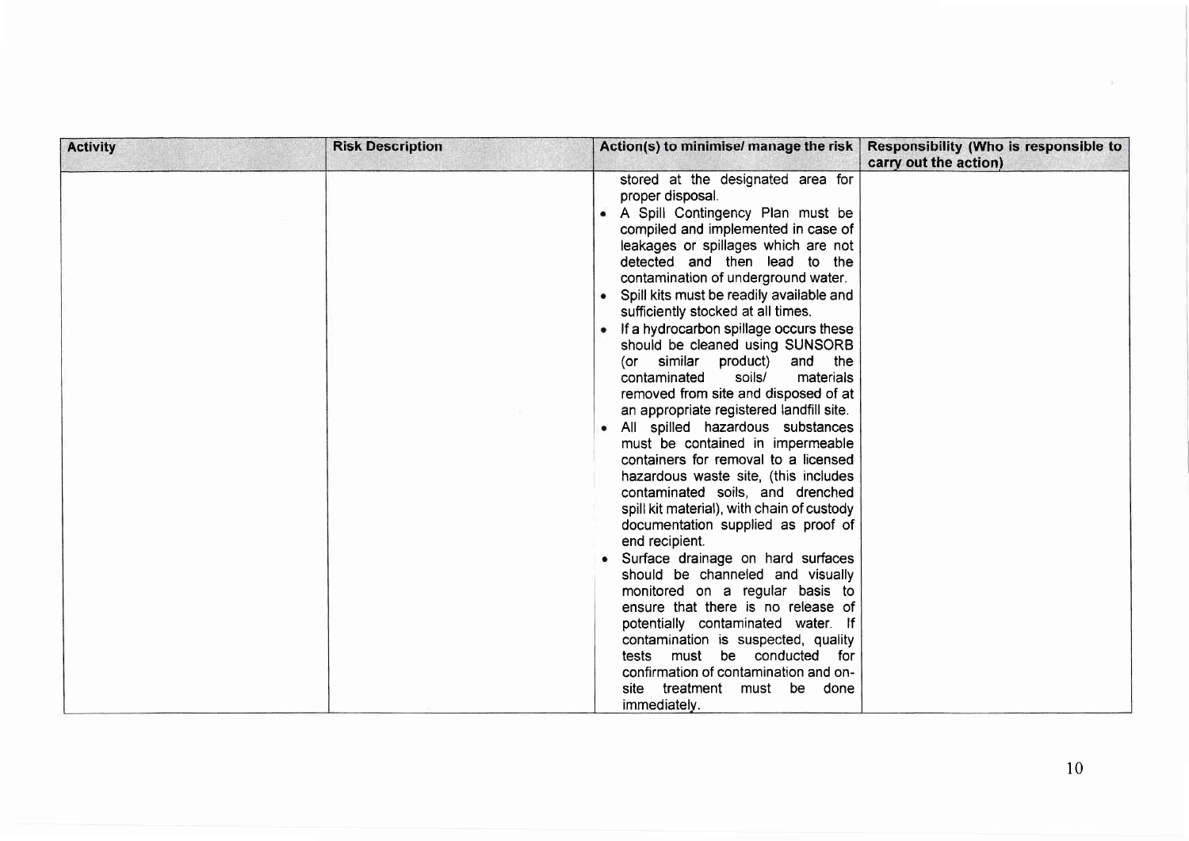| Activity | Risk Description | Action(s) to minimise/ manage the risk | Responsibility (Who is responsible to carry out the action) |
|---|---|---|---|
| | | stored at the designated area for proper disposal.<br>• A Spill Contingency Plan must be compiled and implemented in case of leakages or spillages which are not detected and then lead to the contamination of underground water.<br>• Spill kits must be readily available and sufficiently stocked at all times.<br>• If a hydrocarbon spillage occurs these should be cleaned using SUNSORB (or similar product) and the contaminated soils/ materials removed from site and disposed of at an appropriate registered landfill site.<br>• All spilled hazardous substances must be contained in impermeable containers for removal to a licensed hazardous waste site, (this includes contaminated soils, and drenched spill kit material), with chain of custody documentation supplied as proof of end recipient.<br>• Surface drainage on hard surfaces should be channeled and visually monitored on a regular basis to ensure that there is no release of potentially contaminated water. If contamination is suspected, quality tests must be conducted for confirmation of contamination and on-site treatment must be done immediately. | |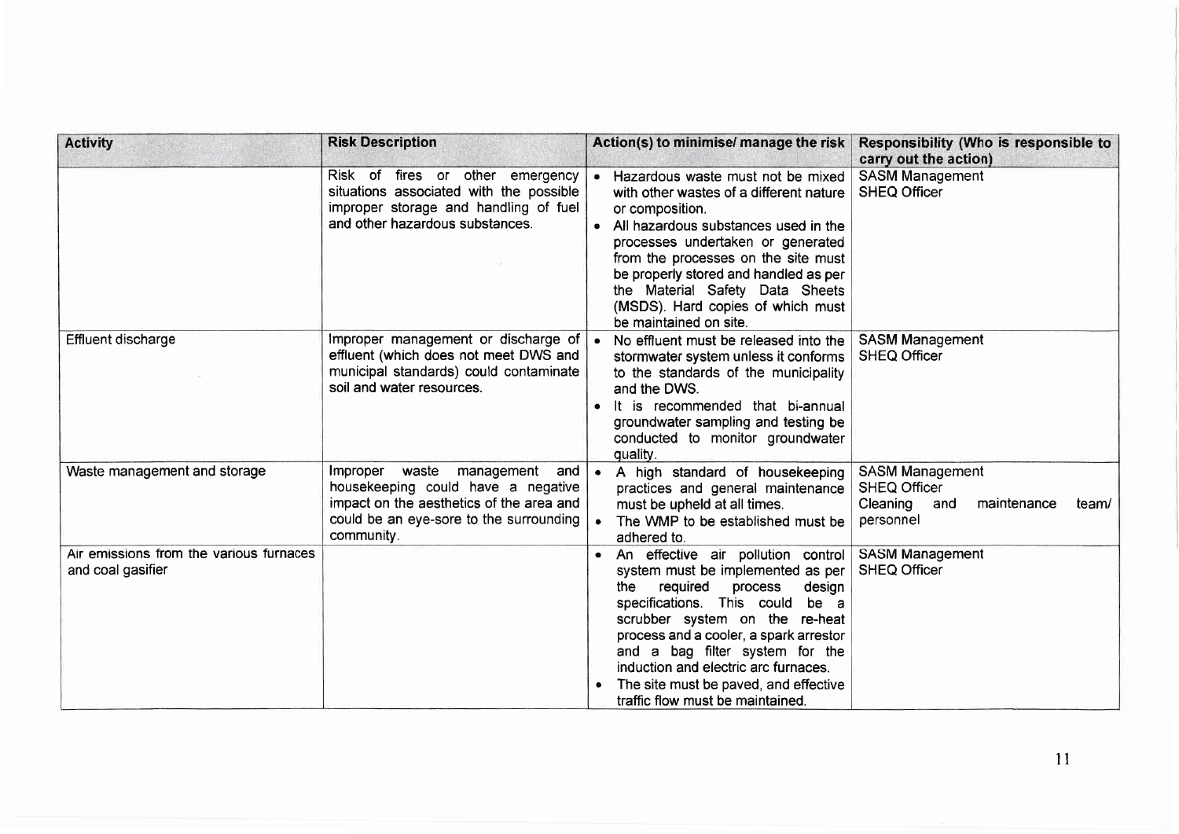| Activity | Risk Description | Action(s) to minimise/ manage the risk | Responsibility (Who is responsible to carry out the action) |
|---|---|---|---|
| | Risk of fires or other emergency situations associated with the possible improper storage and handling of fuel and other hazardous substances. | • Hazardous waste must not be mixed with other wastes of a different nature or composition.<br>• All hazardous substances used in the processes undertaken or generated from the processes on the site must be properly stored and handled as per the Material Safety Data Sheets (MSDS). Hard copies of which must be maintained on site. | SASM Management<br>SHEQ Officer |
| Effluent discharge | Improper management or discharge of effluent (which does not meet DWS and municipal standards) could contaminate soil and water resources. | • No effluent must be released into the stormwater system unless it conforms to the standards of the municipality and the DWS.<br>• It is recommended that bi-annual groundwater sampling and testing be conducted to monitor groundwater quality. | SASM Management<br>SHEQ Officer |
| Waste management and storage | Improper waste management and housekeeping could have a negative impact on the aesthetics of the area and could be an eye-sore to the surrounding community. | • A high standard of housekeeping practices and general maintenance must be upheld at all times.<br>• The WMP to be established must be adhered to. | SASM Management<br>SHEQ Officer<br>Cleaning and maintenance team/ personnel |
| Air emissions from the various furnaces and coal gasifier | | • An effective air pollution control system must be implemented as per the required process design specifications. This could be a scrubber system on the re-heat process and a cooler, a spark arrestor and a bag filter system for the induction and electric arc furnaces.<br>• The site must be paved, and effective traffic flow must be maintained. | SASM Management<br>SHEQ Officer |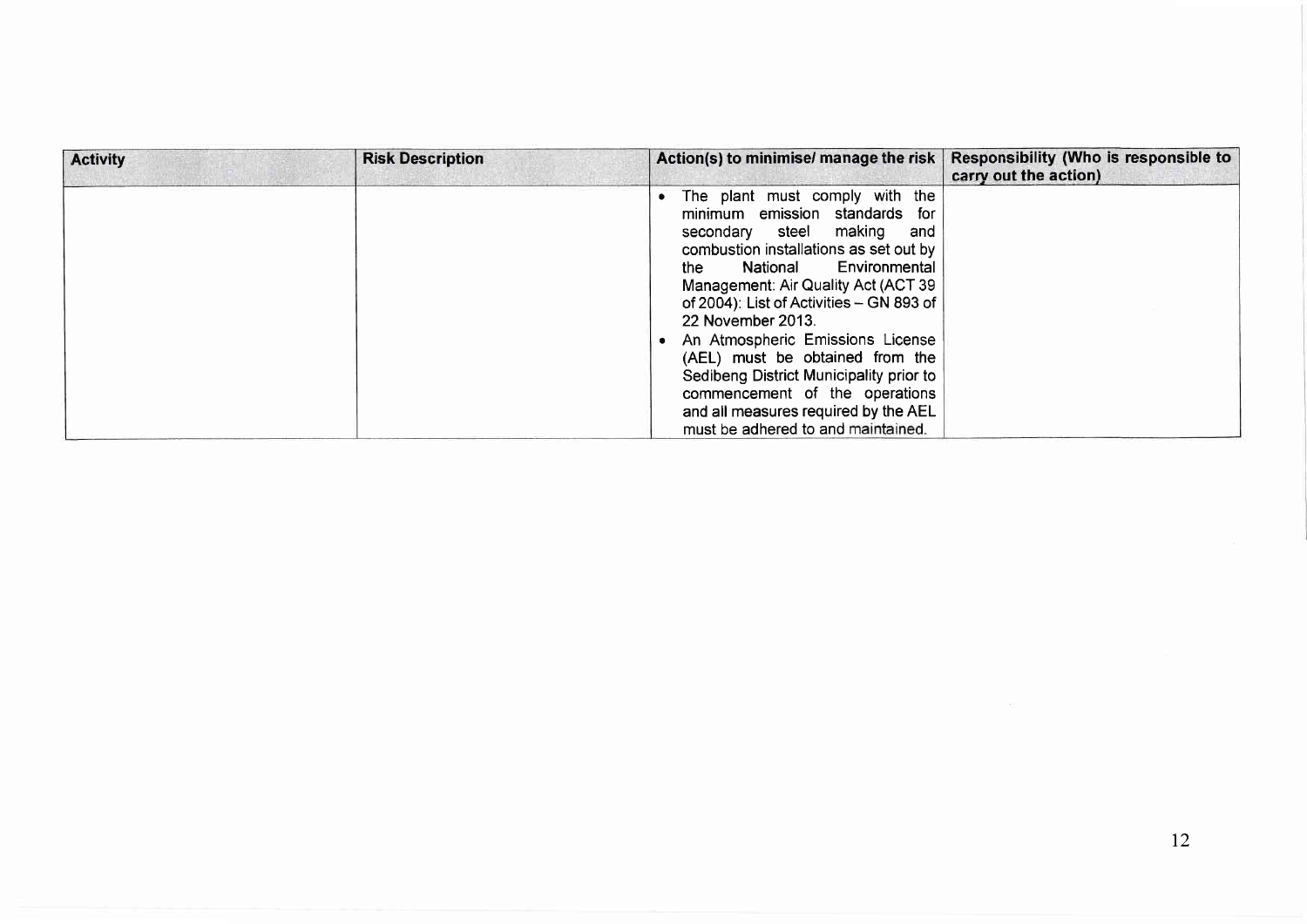| Activity | Risk Description | Action(s) to minimise/ manage the risk | Responsibility (Who is responsible to carry out the action) |
|---|---|---|---|
| | | • The plant must comply with the minimum emission standards for secondary steel making and combustion installations as set out by the National Environmental Management: Air Quality Act (ACT 39 of 2004): List of Activities – GN 893 of 22 November 2013.<br>• An Atmospheric Emissions License (AEL) must be obtained from the Sedibeng District Municipality prior to commencement of the operations and all measures required by the AEL must be adhered to and maintained. | |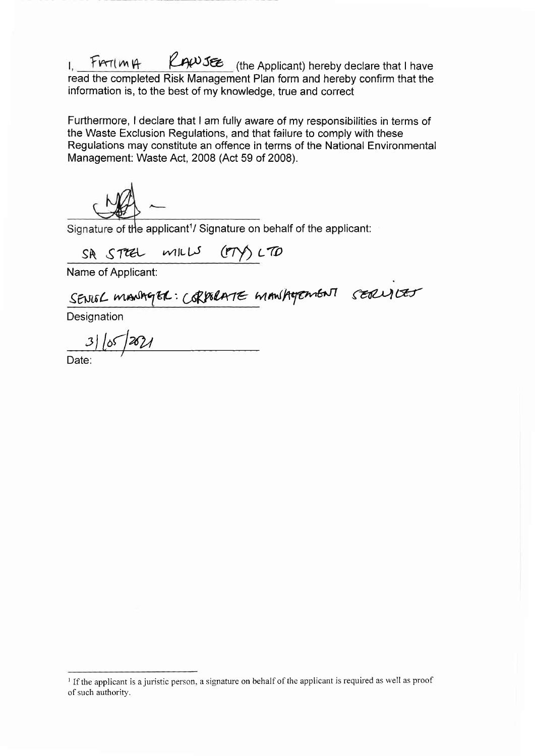I, FATIMA RAWJEE (the Applicant) hereby declare that I have read the completed Risk Management Plan form and hereby confirm that the information is, to the best of my knowledge, true and correct

Furthermore, I declare that I am fully aware of my responsibilities in terms of the Waste Exclusion Regulations, and that failure to comply with these Regulations may constitute an offence in terms of the National Environmental Management: Waste Act, 2008 (Act 59 of 2008).

Signature of the applicant[1]/ Signature on behalf of the applicant:

SA STEEL MILLS (PTY) LTD

Name of Applicant:

SENIOR MANAGER: CORPORATE MANAGEMENT SERVICES

Designation

31/05/2021

Date:

[1] If the applicant is a juristic person, a signature on behalf of the applicant is required as well as proof of such authority.